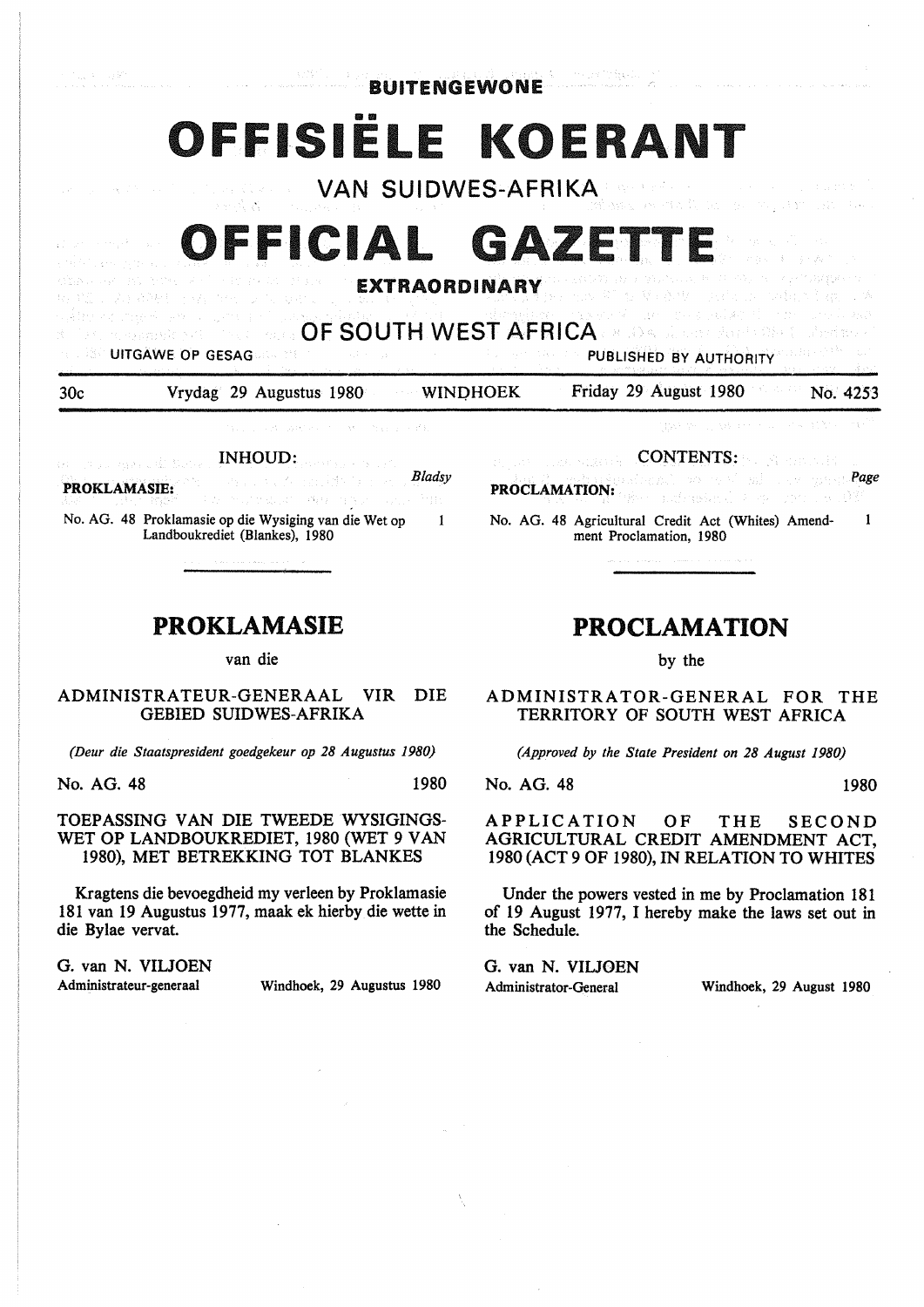**BUITENGEWONE**

# OFFISIËLE KOERANT

VAN SUIDWES-AFRIKA

# OFFICIAL GAZETTE

**EXTRAORDINARY**

OF SOUTH WEST AFRICA

UITGAWE OP GESAG — PUBLISHED BY AUTHORITY

30c — Vrydag 29 Augustus 1980 — WINDHOEK — Friday 29 August 1980 — No. 4253

INHOUD:

**PROKLAMASIE:** — *Bladsy*

No. AG. 48 Proklamasie op die Wysiging van die Wet op Landboukrediet (Blankes), 1980 — 1

CONTENTS:

**PROCLAMATION:** — *Page*

No. AG. 48 Agricultural Credit Act (Whites) Amendment Proclamation, 1980 — 1

## PROKLAMASIE

van die

ADMINISTRATEUR-GENERAAL VIR DIE GEBIED SUIDWES-AFRIKA

*(Deur die Staatspresident goedgekeur op 28 Augustus 1980)*

No. AG. 48 — 1980

TOEPASSING VAN DIE TWEEDE WYSIGINGSWET OP LANDBOUKREDIET, 1980 (WET 9 VAN 1980), MET BETREKKING TOT BLANKES

Kragtens die bevoegdheid my verleen by Proklamasie 181 van 19 Augustus 1977, maak ek hierby die wette in die Bylae vervat.

G. van N. VILJOEN
Administrateur-generaal — Windhoek, 29 Augustus 1980

## PROCLAMATION

by the

ADMINISTRATOR-GENERAL FOR THE TERRITORY OF SOUTH WEST AFRICA

*(Approved by the State President on 28 August 1980)*

No. AG. 48 — 1980

APPLICATION OF THE SECOND AGRICULTURAL CREDIT AMENDMENT ACT, 1980 (ACT 9 OF 1980), IN RELATION TO WHITES

Under the powers vested in me by Proclamation 181 of 19 August 1977, I hereby make the laws set out in the Schedule.

G. van N. VILJOEN
Administrator-General — Windhoek, 29 August 1980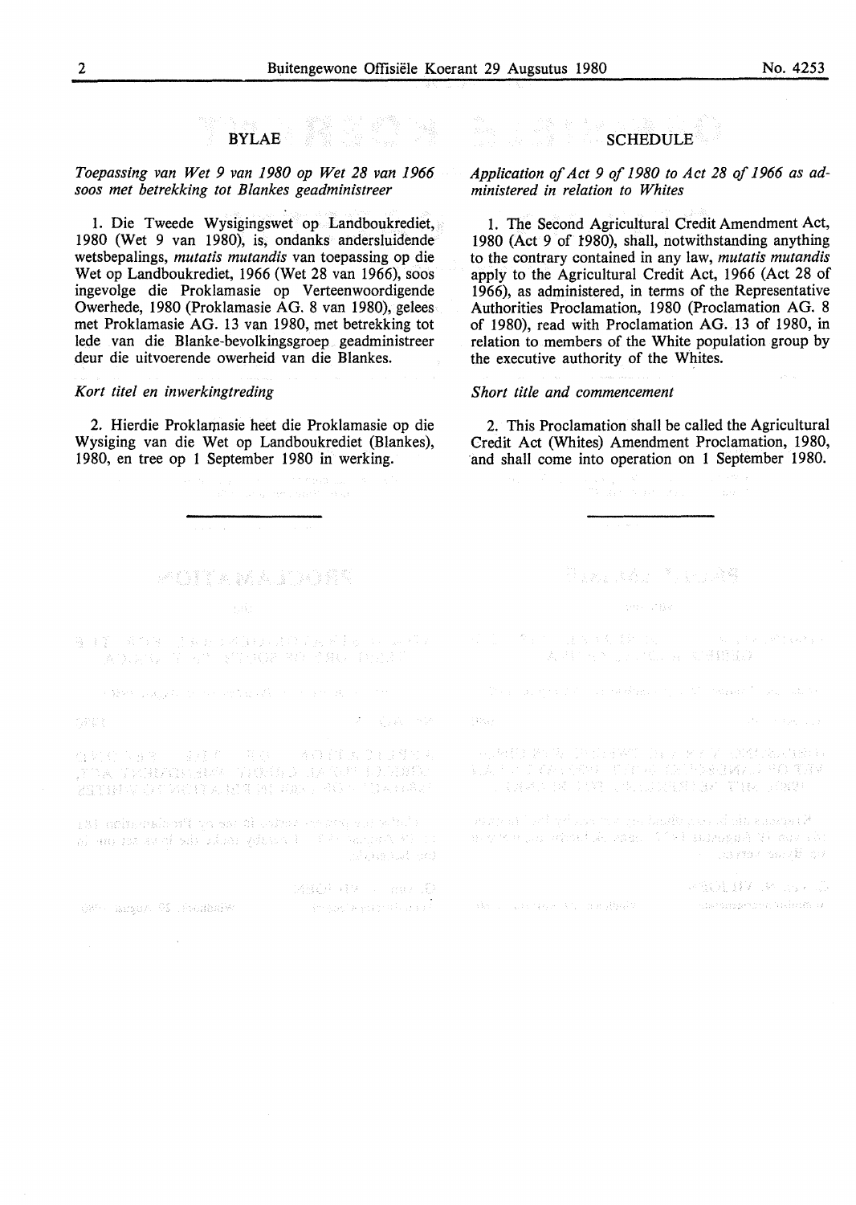## BYLAE

*Toepassing van Wet 9 van 1980 op Wet 28 van 1966 soos met betrekking tot Blankes geadministreer*

1. Die Tweede Wysigingswet op Landboukrediet, 1980 (Wet 9 van 1980), is, ondanks andersluidende wetsbepalings, *mutatis mutandis* van toepassing op die Wet op Landboukrediet, 1966 (Wet 28 van 1966), soos ingevolge die Proklamasie op Verteenwoordigende Owerhede, 1980 (Proklamasie AG. 8 van 1980), gelees met Proklamasie AG. 13 van 1980, met betrekking tot lede van die Blanke-bevolkingsgroep geadministreer deur die uitvoerende owerheid van die Blankes.

*Kort titel en inwerkingtreding*

2. Hierdie Proklamasie heet die Proklamasie op die Wysiging van die Wet op Landboukrediet (Blankes), 1980, en tree op 1 September 1980 in werking.

## SCHEDULE

*Application of Act 9 of 1980 to Act 28 of 1966 as administered in relation to Whites*

1. The Second Agricultural Credit Amendment Act, 1980 (Act 9 of 1980), shall, notwithstanding anything to the contrary contained in any law, *mutatis mutandis* apply to the Agricultural Credit Act, 1966 (Act 28 of 1966), as administered, in terms of the Representative Authorities Proclamation, 1980 (Proclamation AG. 8 of 1980), read with Proclamation AG. 13 of 1980, in relation to members of the White population group by the executive authority of the Whites.

*Short title and commencement*

2. This Proclamation shall be called the Agricultural Credit Act (Whites) Amendment Proclamation, 1980, and shall come into operation on 1 September 1980.